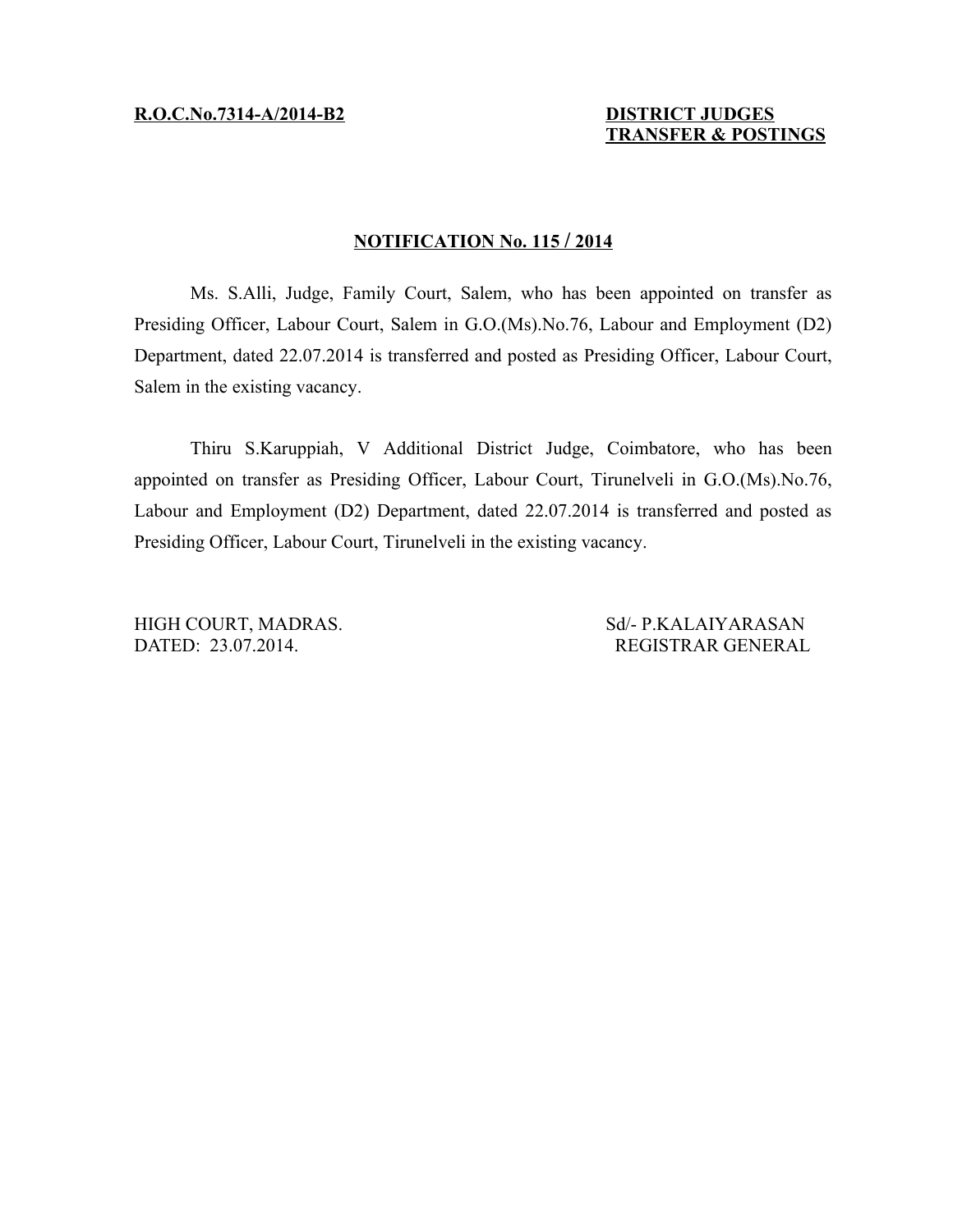**R.O.C.No.7314-A/2014-B2**

**DISTRICT JUDGES TRANSFER & POSTINGS**

## NOTIFICATION No. 115 / 2014

Ms. S.Alli, Judge, Family Court, Salem, who has been appointed on transfer as Presiding Officer, Labour Court, Salem in G.O.(Ms).No.76, Labour and Employment (D2) Department, dated 22.07.2014 is transferred and posted as Presiding Officer, Labour Court, Salem in the existing vacancy.

Thiru S.Karuppiah, V Additional District Judge, Coimbatore, who has been appointed on transfer as Presiding Officer, Labour Court, Tirunelveli in G.O.(Ms).No.76, Labour and Employment (D2) Department, dated 22.07.2014 is transferred and posted as Presiding Officer, Labour Court, Tirunelveli in the existing vacancy.

HIGH COURT, MADRAS.
DATED: 23.07.2014.

Sd/- P.KALAIYARASAN
REGISTRAR GENERAL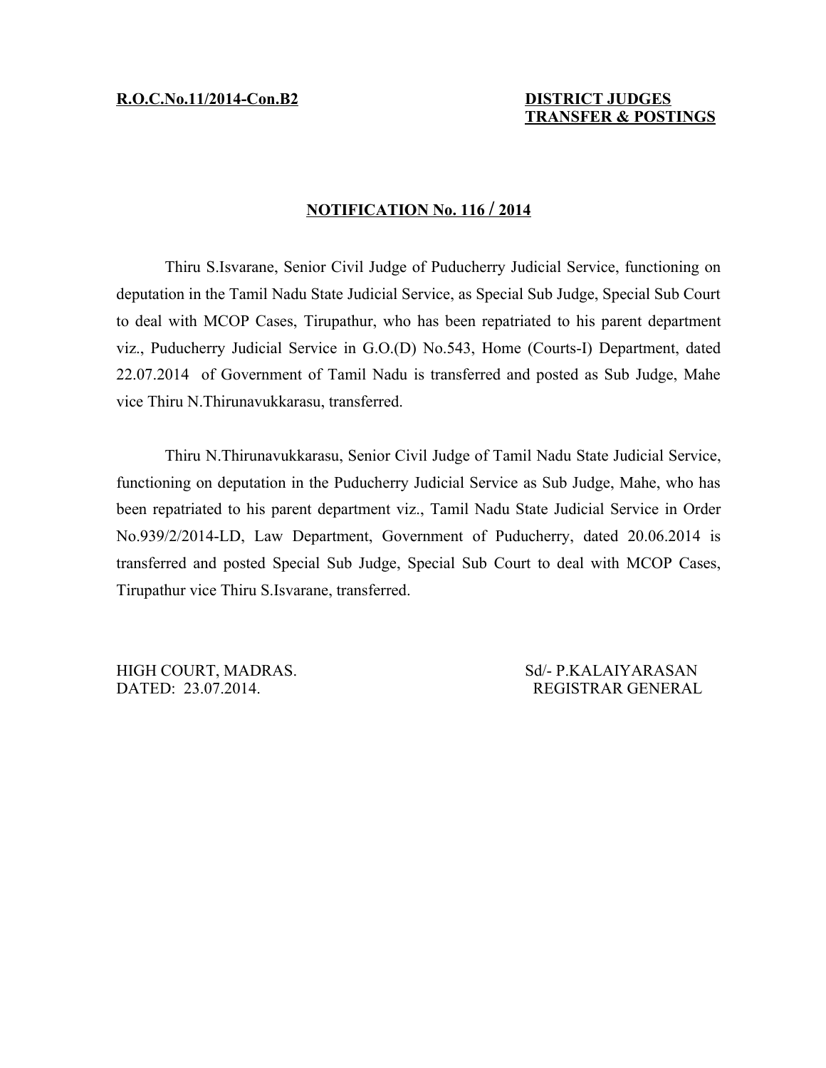**R.O.C.No.11/2014-Con.B2**

**DISTRICT JUDGES**
**TRANSFER & POSTINGS**

## NOTIFICATION No. 116 / 2014

Thiru S.Isvarane, Senior Civil Judge of Puducherry Judicial Service, functioning on deputation in the Tamil Nadu State Judicial Service, as Special Sub Judge, Special Sub Court to deal with MCOP Cases, Tirupathur, who has been repatriated to his parent department viz., Puducherry Judicial Service in G.O.(D) No.543, Home (Courts-I) Department, dated 22.07.2014 of Government of Tamil Nadu is transferred and posted as Sub Judge, Mahe vice Thiru N.Thirunavukkarasu, transferred.

Thiru N.Thirunavukkarasu, Senior Civil Judge of Tamil Nadu State Judicial Service, functioning on deputation in the Puducherry Judicial Service as Sub Judge, Mahe, who has been repatriated to his parent department viz., Tamil Nadu State Judicial Service in Order No.939/2/2014-LD, Law Department, Government of Puducherry, dated 20.06.2014 is transferred and posted Special Sub Judge, Special Sub Court to deal with MCOP Cases, Tirupathur vice Thiru S.Isvarane, transferred.

HIGH COURT, MADRAS.
DATED: 23.07.2014.

Sd/- P.KALAIYARASAN
REGISTRAR GENERAL